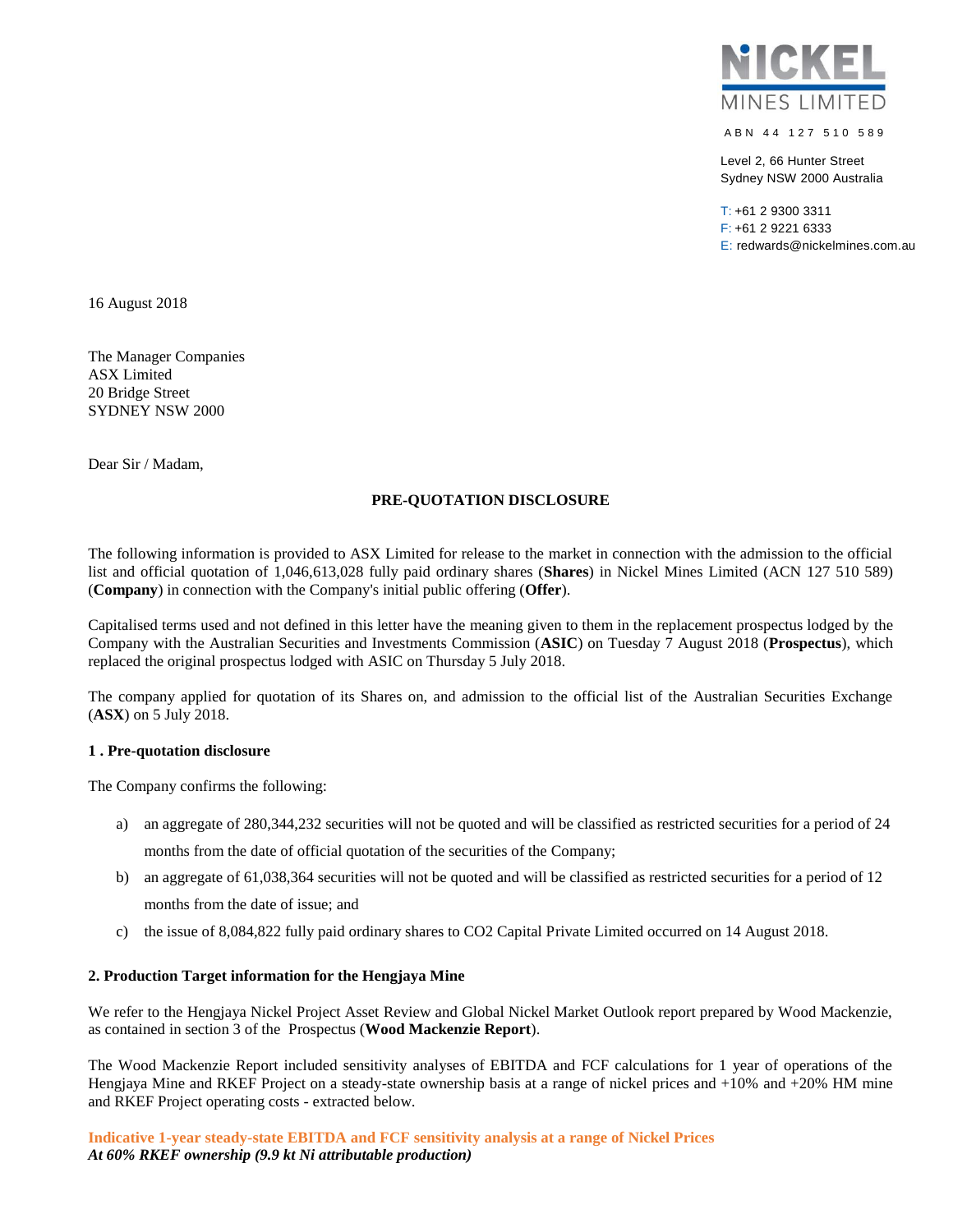NICKEL MINES LIMITED

ABN 44 127 510 589

Level 2, 66 Hunter Street
Sydney NSW 2000 Australia

T: +61 2 9300 3311
F: +61 2 9221 6333
E: redwards@nickelmines.com.au

16 August 2018

The Manager Companies
ASX Limited
20 Bridge Street
SYDNEY NSW 2000

Dear Sir / Madam,

**PRE-QUOTATION DISCLOSURE**

The following information is provided to ASX Limited for release to the market in connection with the admission to the official list and official quotation of 1,046,613,028 fully paid ordinary shares (**Shares**) in Nickel Mines Limited (ACN 127 510 589) (**Company**) in connection with the Company's initial public offering (**Offer**).

Capitalised terms used and not defined in this letter have the meaning given to them in the replacement prospectus lodged by the Company with the Australian Securities and Investments Commission (**ASIC**) on Tuesday 7 August 2018 (**Prospectus**), which replaced the original prospectus lodged with ASIC on Thursday 5 July 2018.

The company applied for quotation of its Shares on, and admission to the official list of the Australian Securities Exchange (**ASX**) on 5 July 2018.

**1 . Pre-quotation disclosure**

The Company confirms the following:

a) an aggregate of 280,344,232 securities will not be quoted and will be classified as restricted securities for a period of 24 months from the date of official quotation of the securities of the Company;

b) an aggregate of 61,038,364 securities will not be quoted and will be classified as restricted securities for a period of 12 months from the date of issue; and

c) the issue of 8,084,822 fully paid ordinary shares to CO2 Capital Private Limited occurred on 14 August 2018.

**2. Production Target information for the Hengjaya Mine**

We refer to the Hengjaya Nickel Project Asset Review and Global Nickel Market Outlook report prepared by Wood Mackenzie, as contained in section 3 of the Prospectus (**Wood Mackenzie Report**).

The Wood Mackenzie Report included sensitivity analyses of EBITDA and FCF calculations for 1 year of operations of the Hengjaya Mine and RKEF Project on a steady-state ownership basis at a range of nickel prices and +10% and +20% HM mine and RKEF Project operating costs - extracted below.

**Indicative 1-year steady-state EBITDA and FCF sensitivity analysis at a range of Nickel Prices**
***At 60% RKEF ownership (9.9 kt Ni attributable production)***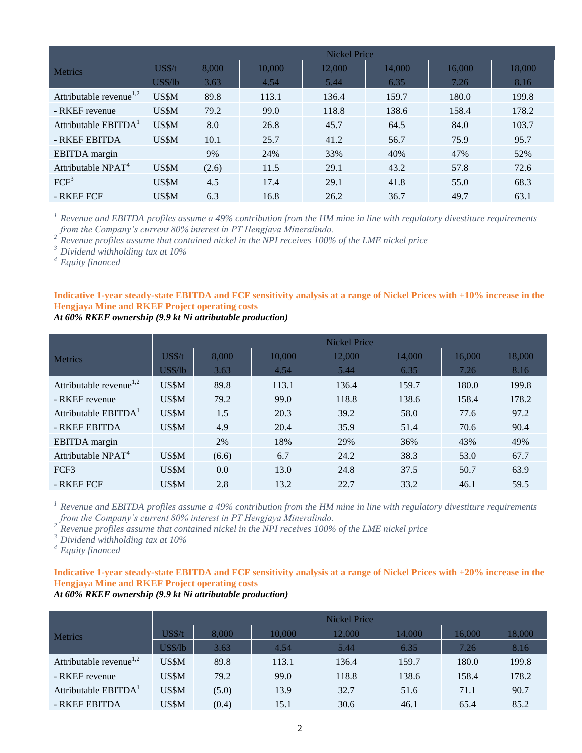| Metrics | Nickel Price | | | | | | |
|---|---|---|---|---|---|---|---|
| | US$/t | 8,000 | 10,000 | 12,000 | 14,000 | 16,000 | 18,000 |
| | US$/lb | 3.63 | 4.54 | 5.44 | 6.35 | 7.26 | 8.16 |
| Attributable revenue[1,2] | US$M | 89.8 | 113.1 | 136.4 | 159.7 | 180.0 | 199.8 |
| - RKEF revenue | US$M | 79.2 | 99.0 | 118.8 | 138.6 | 158.4 | 178.2 |
| Attributable EBITDA[1] | US$M | 8.0 | 26.8 | 45.7 | 64.5 | 84.0 | 103.7 |
| - RKEF EBITDA | US$M | 10.1 | 25.7 | 41.2 | 56.7 | 75.9 | 95.7 |
| EBITDA margin | | 9% | 24% | 33% | 40% | 47% | 52% |
| Attributable NPAT[4] | US$M | (2.6) | 11.5 | 29.1 | 43.2 | 57.8 | 72.6 |
| FCF[3] | US$M | 4.5 | 17.4 | 29.1 | 41.8 | 55.0 | 68.3 |
| - RKEF FCF | US$M | 6.3 | 16.8 | 26.2 | 36.7 | 49.7 | 63.1 |

*[1] Revenue and EBITDA profiles assume a 49% contribution from the HM mine in line with regulatory divestiture requirements from the Company's current 80% interest in PT Hengjaya Mineralindo.*
*[2] Revenue profiles assume that contained nickel in the NPI receives 100% of the LME nickel price*
*[3] Dividend withholding tax at 10%*
*[4] Equity financed*

**Indicative 1-year steady-state EBITDA and FCF sensitivity analysis at a range of Nickel Prices with +10% increase in the Hengjaya Mine and RKEF Project operating costs**
***At 60% RKEF ownership (9.9 kt Ni attributable production)***

| Metrics | Nickel Price | | | | | | |
|---|---|---|---|---|---|---|---|
| | US$/t | 8,000 | 10,000 | 12,000 | 14,000 | 16,000 | 18,000 |
| | US$/lb | 3.63 | 4.54 | 5.44 | 6.35 | 7.26 | 8.16 |
| Attributable revenue[1,2] | US$M | 89.8 | 113.1 | 136.4 | 159.7 | 180.0 | 199.8 |
| - RKEF revenue | US$M | 79.2 | 99.0 | 118.8 | 138.6 | 158.4 | 178.2 |
| Attributable EBITDA[1] | US$M | 1.5 | 20.3 | 39.2 | 58.0 | 77.6 | 97.2 |
| - RKEF EBITDA | US$M | 4.9 | 20.4 | 35.9 | 51.4 | 70.6 | 90.4 |
| EBITDA margin | | 2% | 18% | 29% | 36% | 43% | 49% |
| Attributable NPAT[4] | US$M | (6.6) | 6.7 | 24.2 | 38.3 | 53.0 | 67.7 |
| FCF3 | US$M | 0.0 | 13.0 | 24.8 | 37.5 | 50.7 | 63.9 |
| - RKEF FCF | US$M | 2.8 | 13.2 | 22.7 | 33.2 | 46.1 | 59.5 |

*[1] Revenue and EBITDA profiles assume a 49% contribution from the HM mine in line with regulatory divestiture requirements from the Company's current 80% interest in PT Hengjaya Mineralindo.*
*[2] Revenue profiles assume that contained nickel in the NPI receives 100% of the LME nickel price*
*[3] Dividend withholding tax at 10%*
*[4] Equity financed*

**Indicative 1-year steady-state EBITDA and FCF sensitivity analysis at a range of Nickel Prices with +20% increase in the Hengjaya Mine and RKEF Project operating costs**
***At 60% RKEF ownership (9.9 kt Ni attributable production)***

| Metrics | Nickel Price | | | | | | |
|---|---|---|---|---|---|---|---|
| | US$/t | 8,000 | 10,000 | 12,000 | 14,000 | 16,000 | 18,000 |
| | US$/lb | 3.63 | 4.54 | 5.44 | 6.35 | 7.26 | 8.16 |
| Attributable revenue[1,2] | US$M | 89.8 | 113.1 | 136.4 | 159.7 | 180.0 | 199.8 |
| - RKEF revenue | US$M | 79.2 | 99.0 | 118.8 | 138.6 | 158.4 | 178.2 |
| Attributable EBITDA[1] | US$M | (5.0) | 13.9 | 32.7 | 51.6 | 71.1 | 90.7 |
| - RKEF EBITDA | US$M | (0.4) | 15.1 | 30.6 | 46.1 | 65.4 | 85.2 |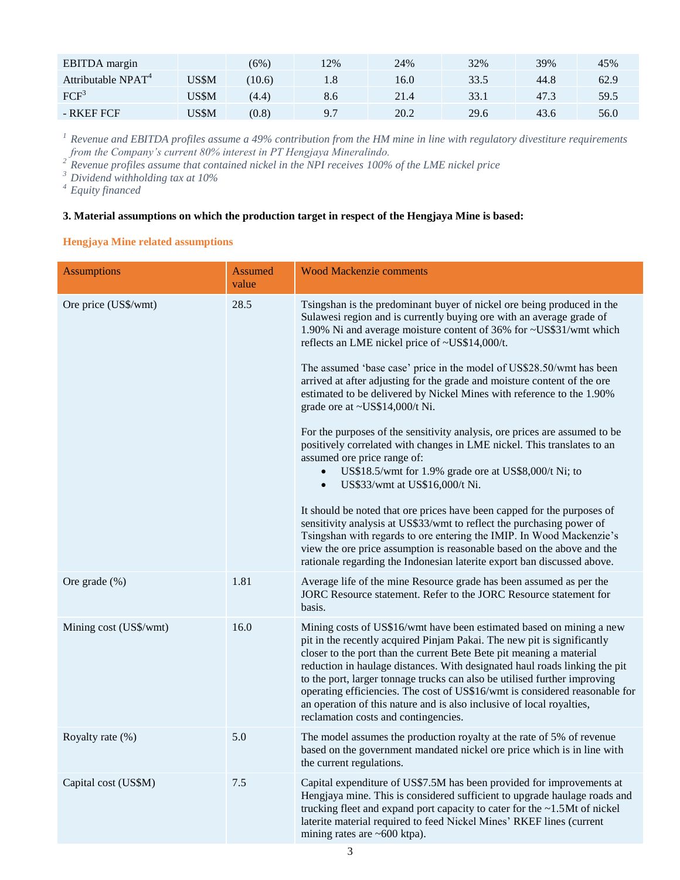| EBITDA margin | | (6%) | 12% | 24% | 32% | 39% | 45% |
|---|---|---|---|---|---|---|---|
| Attributable NPAT[4] | US$M | (10.6) | 1.8 | 16.0 | 33.5 | 44.8 | 62.9 |
| FCF[3] | US$M | (4.4) | 8.6 | 21.4 | 33.1 | 47.3 | 59.5 |
| - RKEF FCF | US$M | (0.8) | 9.7 | 20.2 | 29.6 | 43.6 | 56.0 |

[1] *Revenue and EBITDA profiles assume a 49% contribution from the HM mine in line with regulatory divestiture requirements from the Company's current 80% interest in PT Hengjaya Mineralindo.*
[2] *Revenue profiles assume that contained nickel in the NPI receives 100% of the LME nickel price*
[3] *Dividend withholding tax at 10%*
[4] *Equity financed*

**3. Material assumptions on which the production target in respect of the Hengjaya Mine is based:**

**Hengjaya Mine related assumptions**

| Assumptions | Assumed value | Wood Mackenzie comments |
|---|---|---|
| Ore price (US$/wmt) | 28.5 | Tsingshan is the predominant buyer of nickel ore being produced in the Sulawesi region and is currently buying ore with an average grade of 1.90% Ni and average moisture content of 36% for ~US$31/wmt which reflects an LME nickel price of ~US$14,000/t.<br><br>The assumed 'base case' price in the model of US$28.50/wmt has been arrived at after adjusting for the grade and moisture content of the ore estimated to be delivered by Nickel Mines with reference to the 1.90% grade ore at ~US$14,000/t Ni.<br><br>For the purposes of the sensitivity analysis, ore prices are assumed to be positively correlated with changes in LME nickel. This translates to an assumed ore price range of:<br>• US$18.5/wmt for 1.9% grade ore at US$8,000/t Ni; to<br>• US$33/wmt at US$16,000/t Ni.<br><br>It should be noted that ore prices have been capped for the purposes of sensitivity analysis at US$33/wmt to reflect the purchasing power of Tsingshan with regards to ore entering the IMIP. In Wood Mackenzie's view the ore price assumption is reasonable based on the above and the rationale regarding the Indonesian laterite export ban discussed above. |
| Ore grade (%) | 1.81 | Average life of the mine Resource grade has been assumed as per the JORC Resource statement. Refer to the JORC Resource statement for basis. |
| Mining cost (US$/wmt) | 16.0 | Mining costs of US$16/wmt have been estimated based on mining a new pit in the recently acquired Pinjam Pakai. The new pit is significantly closer to the port than the current Bete Bete pit meaning a material reduction in haulage distances. With designated haul roads linking the pit to the port, larger tonnage trucks can also be utilised further improving operating efficiencies. The cost of US$16/wmt is considered reasonable for an operation of this nature and is also inclusive of local royalties, reclamation costs and contingencies. |
| Royalty rate (%) | 5.0 | The model assumes the production royalty at the rate of 5% of revenue based on the government mandated nickel ore price which is in line with the current regulations. |
| Capital cost (US$M) | 7.5 | Capital expenditure of US$7.5M has been provided for improvements at Hengjaya mine. This is considered sufficient to upgrade haulage roads and trucking fleet and expand port capacity to cater for the ~1.5Mt of nickel laterite material required to feed Nickel Mines' RKEF lines (current mining rates are ~600 ktpa). |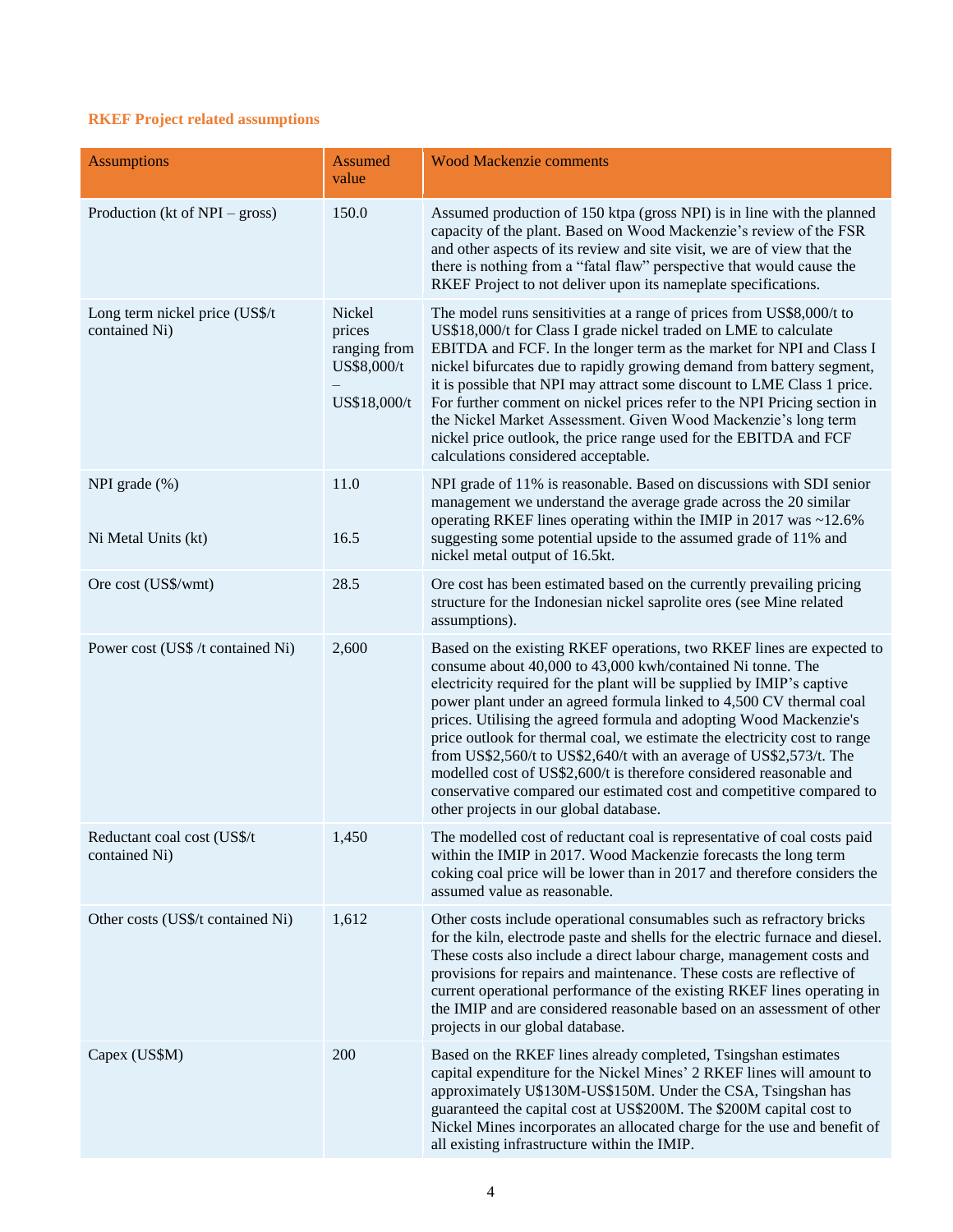### RKEF Project related assumptions

| Assumptions | Assumed value | Wood Mackenzie comments |
|---|---|---|
| Production (kt of NPI – gross) | 150.0 | Assumed production of 150 ktpa (gross NPI) is in line with the planned capacity of the plant. Based on Wood Mackenzie's review of the FSR and other aspects of its review and site visit, we are of view that the there is nothing from a "fatal flaw" perspective that would cause the RKEF Project to not deliver upon its nameplate specifications. |
| Long term nickel price (US$/t contained Ni) | Nickel prices ranging from US$8,000/t – US$18,000/t | The model runs sensitivities at a range of prices from US$8,000/t to US$18,000/t for Class I grade nickel traded on LME to calculate EBITDA and FCF. In the longer term as the market for NPI and Class I nickel bifurcates due to rapidly growing demand from battery segment, it is possible that NPI may attract some discount to LME Class 1 price. For further comment on nickel prices refer to the NPI Pricing section in the Nickel Market Assessment. Given Wood Mackenzie's long term nickel price outlook, the price range used for the EBITDA and FCF calculations considered acceptable. |
| NPI grade (%)<br><br>Ni Metal Units (kt) | 11.0<br><br>16.5 | NPI grade of 11% is reasonable. Based on discussions with SDI senior management we understand the average grade across the 20 similar operating RKEF lines operating within the IMIP in 2017 was ~12.6% suggesting some potential upside to the assumed grade of 11% and nickel metal output of 16.5kt. |
| Ore cost (US$/wmt) | 28.5 | Ore cost has been estimated based on the currently prevailing pricing structure for the Indonesian nickel saprolite ores (see Mine related assumptions). |
| Power cost (US$ /t contained Ni) | 2,600 | Based on the existing RKEF operations, two RKEF lines are expected to consume about 40,000 to 43,000 kwh/contained Ni tonne. The electricity required for the plant will be supplied by IMIP's captive power plant under an agreed formula linked to 4,500 CV thermal coal prices. Utilising the agreed formula and adopting Wood Mackenzie's price outlook for thermal coal, we estimate the electricity cost to range from US$2,560/t to US$2,640/t with an average of US$2,573/t. The modelled cost of US$2,600/t is therefore considered reasonable and conservative compared our estimated cost and competitive compared to other projects in our global database. |
| Reductant coal cost (US$/t contained Ni) | 1,450 | The modelled cost of reductant coal is representative of coal costs paid within the IMIP in 2017. Wood Mackenzie forecasts the long term coking coal price will be lower than in 2017 and therefore considers the assumed value as reasonable. |
| Other costs (US$/t contained Ni) | 1,612 | Other costs include operational consumables such as refractory bricks for the kiln, electrode paste and shells for the electric furnace and diesel. These costs also include a direct labour charge, management costs and provisions for repairs and maintenance. These costs are reflective of current operational performance of the existing RKEF lines operating in the IMIP and are considered reasonable based on an assessment of other projects in our global database. |
| Capex (US$M) | 200 | Based on the RKEF lines already completed, Tsingshan estimates capital expenditure for the Nickel Mines' 2 RKEF lines will amount to approximately U$130M-US$150M. Under the CSA, Tsingshan has guaranteed the capital cost at US$200M. The $200M capital cost to Nickel Mines incorporates an allocated charge for the use and benefit of all existing infrastructure within the IMIP. |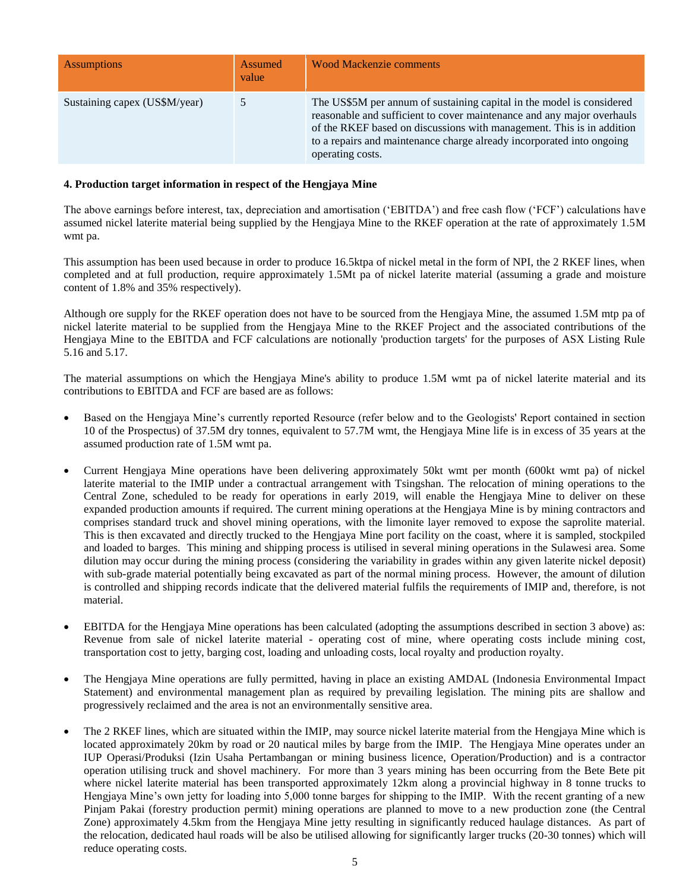| Assumptions | Assumed value | Wood Mackenzie comments |
|---|---|---|
| Sustaining capex (US$M/year) | 5 | The US$5M per annum of sustaining capital in the model is considered reasonable and sufficient to cover maintenance and any major overhauls of the RKEF based on discussions with management. This is in addition to a repairs and maintenance charge already incorporated into ongoing operating costs. |

**4. Production target information in respect of the Hengjaya Mine**

The above earnings before interest, tax, depreciation and amortisation ('EBITDA') and free cash flow ('FCF') calculations have assumed nickel laterite material being supplied by the Hengjaya Mine to the RKEF operation at the rate of approximately 1.5M wmt pa.

This assumption has been used because in order to produce 16.5ktpa of nickel metal in the form of NPI, the 2 RKEF lines, when completed and at full production, require approximately 1.5Mt pa of nickel laterite material (assuming a grade and moisture content of 1.8% and 35% respectively).

Although ore supply for the RKEF operation does not have to be sourced from the Hengjaya Mine, the assumed 1.5M mtp pa of nickel laterite material to be supplied from the Hengjaya Mine to the RKEF Project and the associated contributions of the Hengjaya Mine to the EBITDA and FCF calculations are notionally 'production targets' for the purposes of ASX Listing Rule 5.16 and 5.17.

The material assumptions on which the Hengjaya Mine's ability to produce 1.5M wmt pa of nickel laterite material and its contributions to EBITDA and FCF are based are as follows:

- Based on the Hengjaya Mine's currently reported Resource (refer below and to the Geologists' Report contained in section 10 of the Prospectus) of 37.5M dry tonnes, equivalent to 57.7M wmt, the Hengjaya Mine life is in excess of 35 years at the assumed production rate of 1.5M wmt pa.

- Current Hengjaya Mine operations have been delivering approximately 50kt wmt per month (600kt wmt pa) of nickel laterite material to the IMIP under a contractual arrangement with Tsingshan. The relocation of mining operations to the Central Zone, scheduled to be ready for operations in early 2019, will enable the Hengjaya Mine to deliver on these expanded production amounts if required. The current mining operations at the Hengjaya Mine is by mining contractors and comprises standard truck and shovel mining operations, with the limonite layer removed to expose the saprolite material. This is then excavated and directly trucked to the Hengjaya Mine port facility on the coast, where it is sampled, stockpiled and loaded to barges. This mining and shipping process is utilised in several mining operations in the Sulawesi area. Some dilution may occur during the mining process (considering the variability in grades within any given laterite nickel deposit) with sub-grade material potentially being excavated as part of the normal mining process. However, the amount of dilution is controlled and shipping records indicate that the delivered material fulfils the requirements of IMIP and, therefore, is not material.

- EBITDA for the Hengjaya Mine operations has been calculated (adopting the assumptions described in section 3 above) as: Revenue from sale of nickel laterite material - operating cost of mine, where operating costs include mining cost, transportation cost to jetty, barging cost, loading and unloading costs, local royalty and production royalty.

- The Hengjaya Mine operations are fully permitted, having in place an existing AMDAL (Indonesia Environmental Impact Statement) and environmental management plan as required by prevailing legislation. The mining pits are shallow and progressively reclaimed and the area is not an environmentally sensitive area.

- The 2 RKEF lines, which are situated within the IMIP, may source nickel laterite material from the Hengjaya Mine which is located approximately 20km by road or 20 nautical miles by barge from the IMIP. The Hengjaya Mine operates under an IUP Operasi/Produksi (Izin Usaha Pertambangan or mining business licence, Operation/Production) and is a contractor operation utilising truck and shovel machinery. For more than 3 years mining has been occurring from the Bete Bete pit where nickel laterite material has been transported approximately 12km along a provincial highway in 8 tonne trucks to Hengjaya Mine's own jetty for loading into 5,000 tonne barges for shipping to the IMIP. With the recent granting of a new Pinjam Pakai (forestry production permit) mining operations are planned to move to a new production zone (the Central Zone) approximately 4.5km from the Hengjaya Mine jetty resulting in significantly reduced haulage distances. As part of the relocation, dedicated haul roads will be also be utilised allowing for significantly larger trucks (20-30 tonnes) which will reduce operating costs.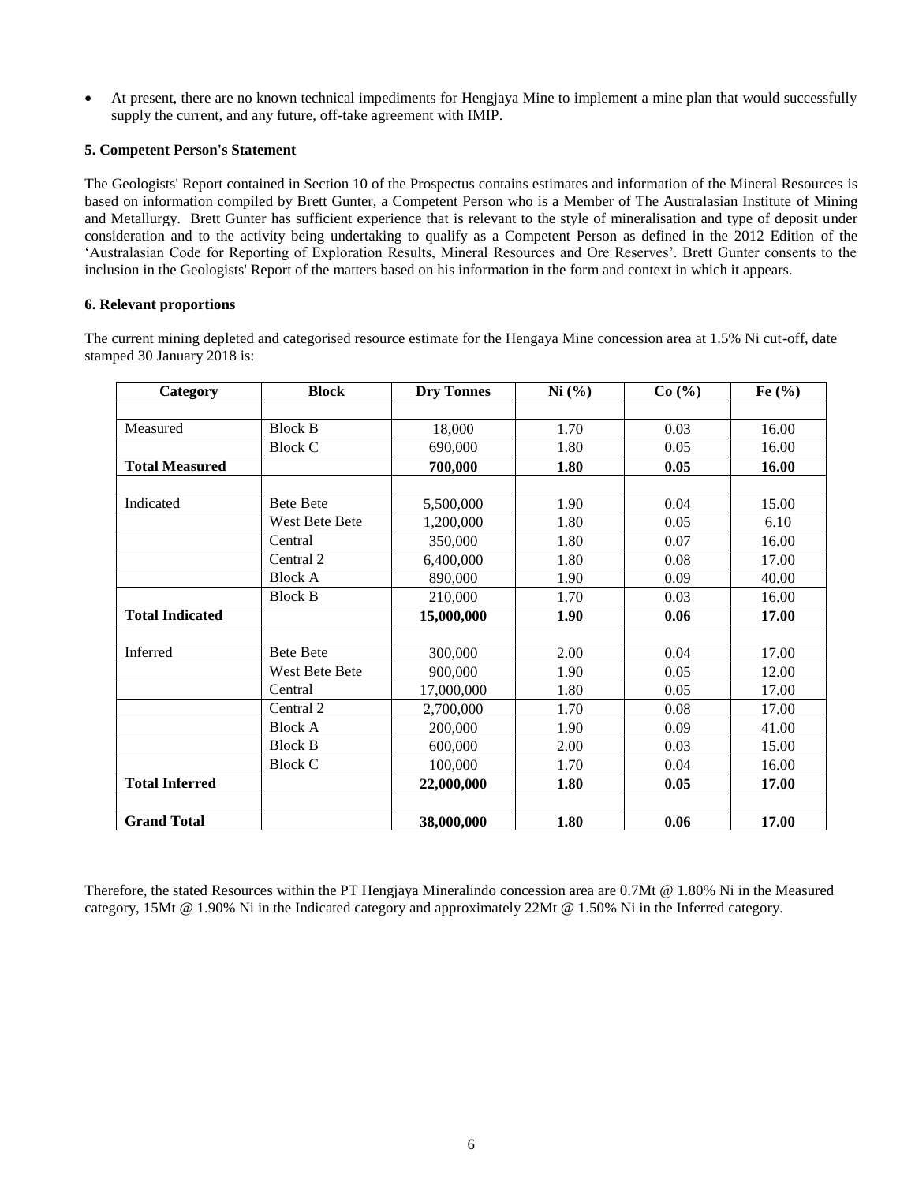- At present, there are no known technical impediments for Hengjaya Mine to implement a mine plan that would successfully supply the current, and any future, off-take agreement with IMIP.

**5. Competent Person's Statement**

The Geologists' Report contained in Section 10 of the Prospectus contains estimates and information of the Mineral Resources is based on information compiled by Brett Gunter, a Competent Person who is a Member of The Australasian Institute of Mining and Metallurgy. Brett Gunter has sufficient experience that is relevant to the style of mineralisation and type of deposit under consideration and to the activity being undertaking to qualify as a Competent Person as defined in the 2012 Edition of the 'Australasian Code for Reporting of Exploration Results, Mineral Resources and Ore Reserves'. Brett Gunter consents to the inclusion in the Geologists' Report of the matters based on his information in the form and context in which it appears.

**6. Relevant proportions**

The current mining depleted and categorised resource estimate for the Hengaya Mine concession area at 1.5% Ni cut-off, date stamped 30 January 2018 is:

| Category | Block | Dry Tonnes | Ni (%) | Co (%) | Fe (%) |
|---|---|---|---|---|---|
| | | | | | |
| Measured | Block B | 18,000 | 1.70 | 0.03 | 16.00 |
| | Block C | 690,000 | 1.80 | 0.05 | 16.00 |
| **Total Measured** | | **700,000** | **1.80** | **0.05** | **16.00** |
| | | | | | |
| Indicated | Bete Bete | 5,500,000 | 1.90 | 0.04 | 15.00 |
| | West Bete Bete | 1,200,000 | 1.80 | 0.05 | 6.10 |
| | Central | 350,000 | 1.80 | 0.07 | 16.00 |
| | Central 2 | 6,400,000 | 1.80 | 0.08 | 17.00 |
| | Block A | 890,000 | 1.90 | 0.09 | 40.00 |
| | Block B | 210,000 | 1.70 | 0.03 | 16.00 |
| **Total Indicated** | | **15,000,000** | **1.90** | **0.06** | **17.00** |
| | | | | | |
| Inferred | Bete Bete | 300,000 | 2.00 | 0.04 | 17.00 |
| | West Bete Bete | 900,000 | 1.90 | 0.05 | 12.00 |
| | Central | 17,000,000 | 1.80 | 0.05 | 17.00 |
| | Central 2 | 2,700,000 | 1.70 | 0.08 | 17.00 |
| | Block A | 200,000 | 1.90 | 0.09 | 41.00 |
| | Block B | 600,000 | 2.00 | 0.03 | 15.00 |
| | Block C | 100,000 | 1.70 | 0.04 | 16.00 |
| **Total Inferred** | | **22,000,000** | **1.80** | **0.05** | **17.00** |
| | | | | | |
| **Grand Total** | | **38,000,000** | **1.80** | **0.06** | **17.00** |

Therefore, the stated Resources within the PT Hengjaya Mineralindo concession area are 0.7Mt @ 1.80% Ni in the Measured category, 15Mt @ 1.90% Ni in the Indicated category and approximately 22Mt @ 1.50% Ni in the Inferred category.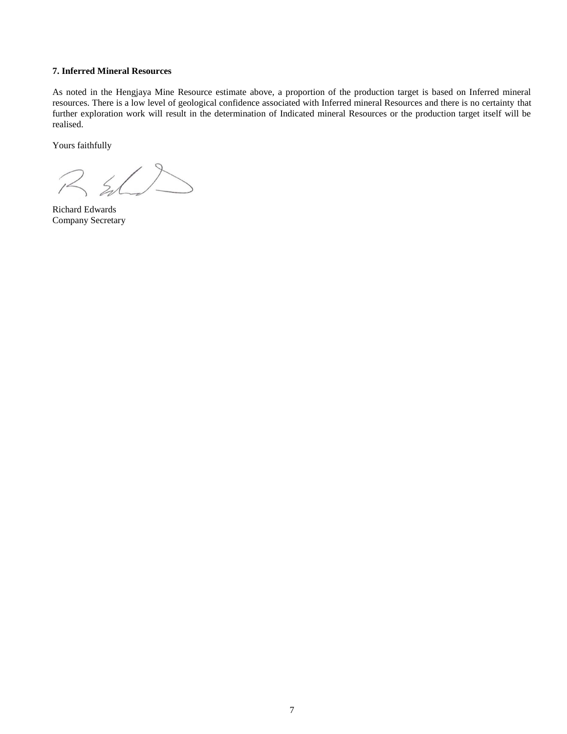**7. Inferred Mineral Resources**

As noted in the Hengjaya Mine Resource estimate above, a proportion of the production target is based on Inferred mineral resources. There is a low level of geological confidence associated with Inferred mineral Resources and there is no certainty that further exploration work will result in the determination of Indicated mineral Resources or the production target itself will be realised.

Yours faithfully

Richard Edwards
Company Secretary